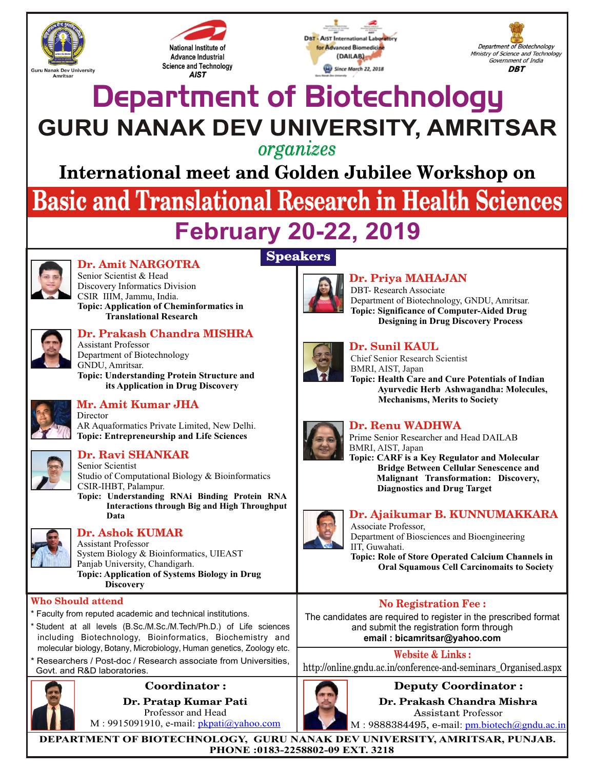Guru Nanak Dev University Amritsar

National Institute of Advance Industrial Science and Technology **AIST**

DBT - AIST International Laboratory for Advanced Biomedicine (DAILAB) Since March 22, 2018

*Department of Biotechnology Ministry of Science and Technology Government of India* **DBT**

# Department of Biotechnology

## GURU NANAK DEV UNIVERSITY, AMRITSAR

*organizes*

## International meet and Golden Jubilee Workshop on

# Basic and Translational Research in Health Sciences

## February 20-22, 2019

## Speakers

**Dr. Amit NARGOTRA**
Senior Scientist & Head
Discovery Informatics Division
CSIR IIIM, Jammu, India.
**Topic: Application of Cheminformatics in Translational Research**

**Dr. Prakash Chandra MISHRA**
Assistant Professor
Department of Biotechnology
GNDU, Amritsar.
**Topic: Understanding Protein Structure and its Application in Drug Discovery**

**Mr. Amit Kumar JHA**
Director
AR Aquaformatics Private Limited, New Delhi.
**Topic: Entrepreneurship and Life Sciences**

**Dr. Ravi SHANKAR**
Senior Scientist
Studio of Computational Biology & Bioinformatics
CSIR-IHBT, Palampur.
**Topic: Understanding RNAi Binding Protein RNA Interactions through Big and High Throughput Data**

**Dr. Ashok KUMAR**
Assistant Professor
System Biology & Bioinformatics, UIEAST
Panjab University, Chandigarh.
**Topic: Application of Systems Biology in Drug Discovery**

**Dr. Priya MAHAJAN**
DBT- Research Associate
Department of Biotechnology, GNDU, Amritsar.
**Topic: Significance of Computer-Aided Drug Designing in Drug Discovery Process**

**Dr. Sunil KAUL**
Chief Senior Research Scientist
BMRI, AIST, Japan
**Topic: Health Care and Cure Potentials of Indian Ayurvedic Herb Ashwagandha: Molecules, Mechanisms, Merits to Society**

**Dr. Renu WADHWA**
Prime Senior Researcher and Head DAILAB
BMRI, AIST, Japan
**Topic: CARF is a Key Regulator and Molecular Bridge Between Cellular Senescence and Malignant Transformation: Discovery, Diagnostics and Drug Target**

**Dr. Ajaikumar B. KUNNUMAKKARA**
Associate Professor,
Department of Biosciences and Bioengineering
IIT, Guwahati.
**Topic: Role of Store Operated Calcium Channels in Oral Squamous Cell Carcinomaits to Society**

### Who Should attend

* Faculty from reputed academic and technical institutions.
* Student at all levels (B.Sc./M.Sc./M.Tech/Ph.D.) of Life sciences including Biotechnology, Bioinformatics, Biochemistry and molecular biology, Botany, Microbiology, Human genetics, Zoology etc.
* Researchers / Post-doc / Research associate from Universities, Govt. and R&D laboratories.

### No Registration Fee :

The candidates are required to register in the prescribed format and submit the registration form through **email : bicamritsar@yahoo.com**

### Website & Links :

http://online.gndu.ac.in/conference-and-seminars_Organised.aspx

### Coordinator :

**Dr. Pratap Kumar Pati**
Professor and Head
M : 9915091910, e-mail: pkpati@yahoo.com

### Deputy Coordinator :

**Dr. Prakash Chandra Mishra**
Assistant Professor
M : 9888384495, e-mail: pm.biotech@gndu.ac.in

**DEPARTMENT OF BIOTECHNOLOGY, GURU NANAK DEV UNIVERSITY, AMRITSAR, PUNJAB.**
**PHONE :0183-2258802-09 EXT. 3218**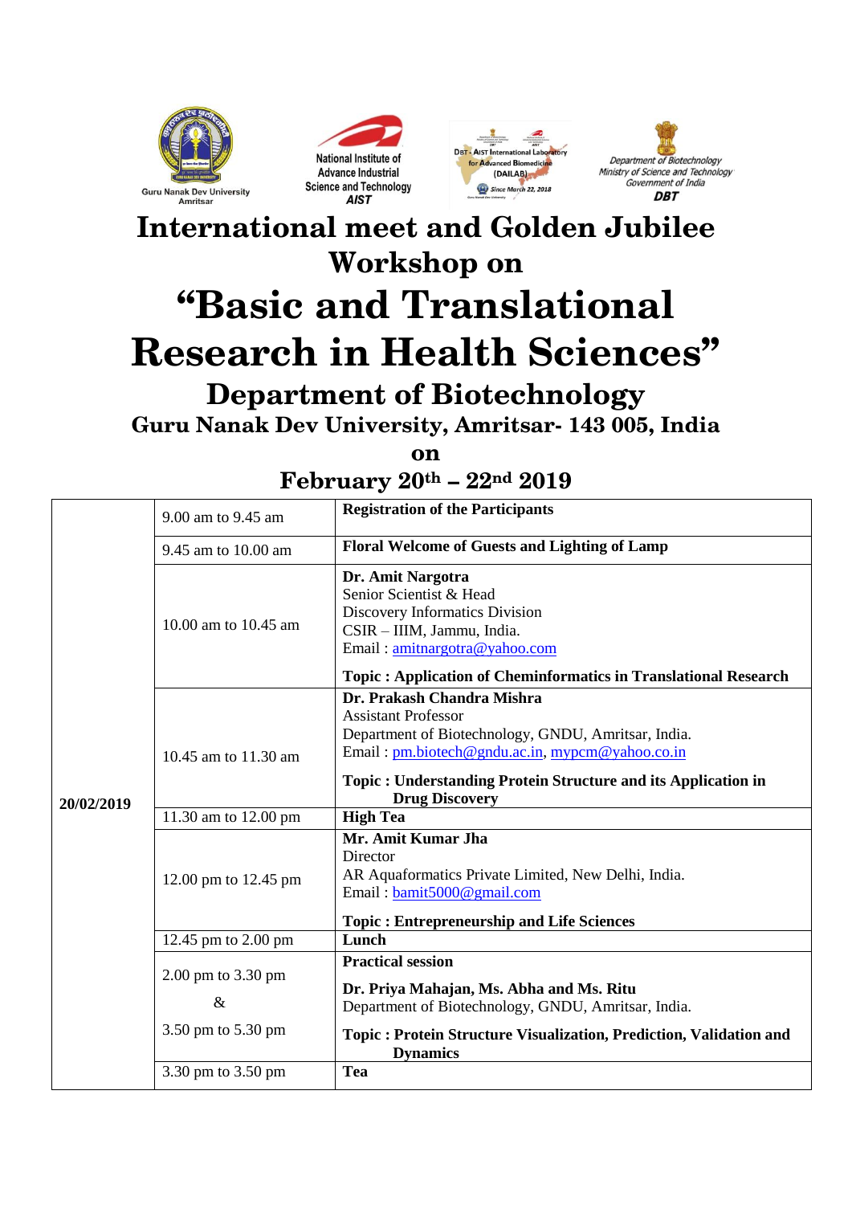Guru Nanak Dev University Amritsar

National Institute of Advance Industrial Science and Technology AIST

DBT - AIST International Laboratory for Advanced Biomedicine (DAILAB) Since March 22, 2018

Department of Biotechnology Ministry of Science and Technology Government of India DBT

# International meet and Golden Jubilee Workshop on

# "Basic and Translational Research in Health Sciences"

## Department of Biotechnology

### Guru Nanak Dev University, Amritsar- 143 005, India

### on

### February 20th – 22nd 2019

| Date | Time | Programme |
|---|---|---|
| **20/02/2019** | 9.00 am to 9.45 am | **Registration of the Participants** |
| | 9.45 am to 10.00 am | **Floral Welcome of Guests and Lighting of Lamp** |
| | 10.00 am to 10.45 am | **Dr. Amit Nargotra**<br>Senior Scientist & Head<br>Discovery Informatics Division<br>CSIR – IIIM, Jammu, India.<br>Email : amitnargotra@yahoo.com<br>**Topic : Application of Cheminformatics in Translational Research** |
| | 10.45 am to 11.30 am | **Dr. Prakash Chandra Mishra**<br>Assistant Professor<br>Department of Biotechnology, GNDU, Amritsar, India.<br>Email : pm.biotech@gndu.ac.in, mypcm@yahoo.co.in<br>**Topic : Understanding Protein Structure and its Application in Drug Discovery** |
| | 11.30 am to 12.00 pm | **High Tea** |
| | 12.00 pm to 12.45 pm | **Mr. Amit Kumar Jha**<br>Director<br>AR Aquaformatics Private Limited, New Delhi, India.<br>Email : bamit5000@gmail.com<br>**Topic : Entrepreneurship and Life Sciences** |
| | 12.45 pm to 2.00 pm | **Lunch** |
| | 2.00 pm to 3.30 pm<br>&<br>3.50 pm to 5.30 pm | **Practical session**<br>**Dr. Priya Mahajan, Ms. Abha and Ms. Ritu**<br>Department of Biotechnology, GNDU, Amritsar, India.<br>**Topic : Protein Structure Visualization, Prediction, Validation and Dynamics** |
| | 3.30 pm to 3.50 pm | **Tea** |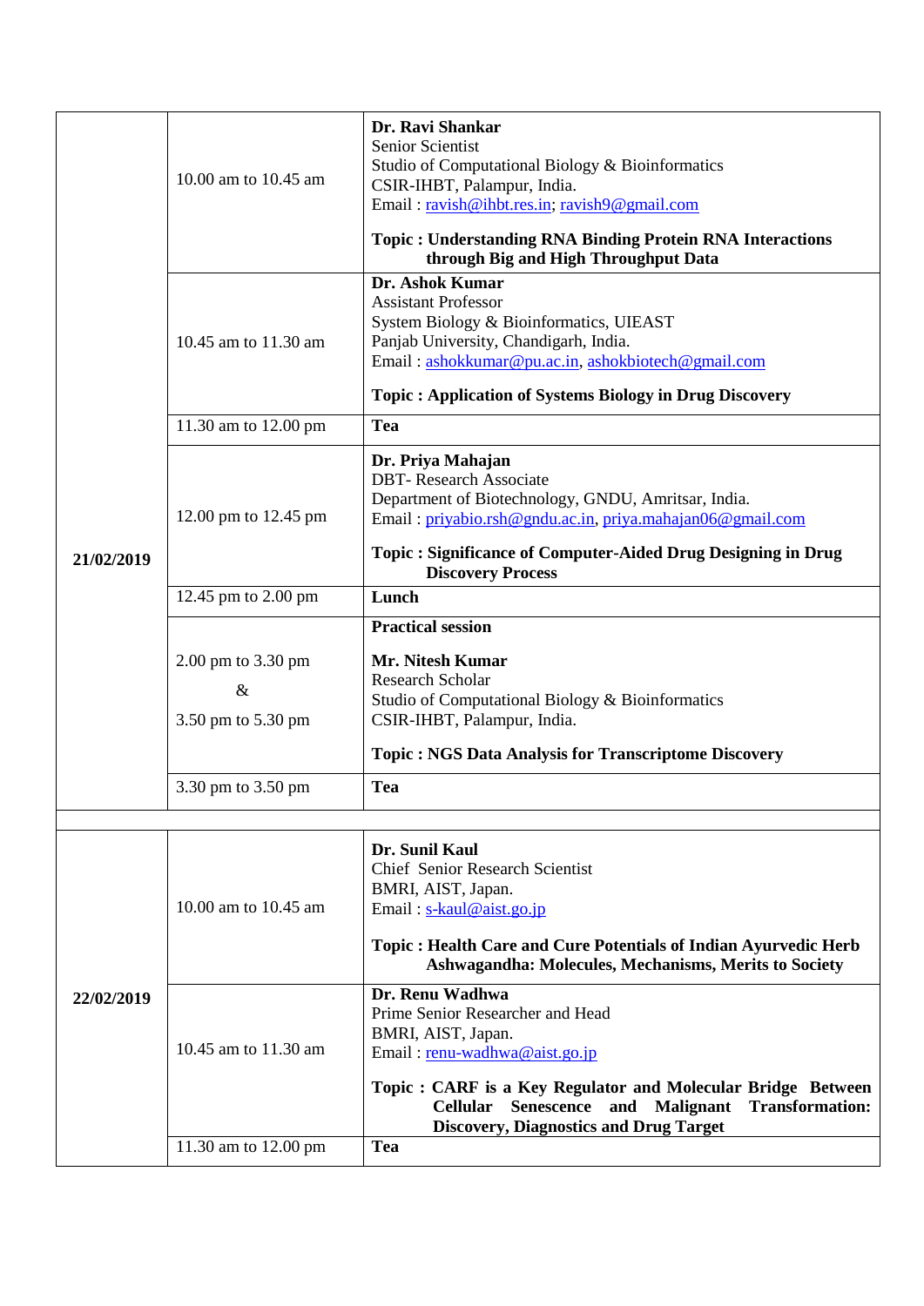| Date | Time | Details |
|---|---|---|
| 21/02/2019 | 10.00 am to 10.45 am | **Dr. Ravi Shankar**<br>Senior Scientist<br>Studio of Computational Biology & Bioinformatics<br>CSIR-IHBT, Palampur, India.<br>Email : ravish@ihbt.res.in; ravish9@gmail.com<br><br>**Topic : Understanding RNA Binding Protein RNA Interactions through Big and High Throughput Data** |
| | 10.45 am to 11.30 am | **Dr. Ashok Kumar**<br>Assistant Professor<br>System Biology & Bioinformatics, UIEAST<br>Panjab University, Chandigarh, India.<br>Email : ashokkumar@pu.ac.in, ashokbiotech@gmail.com<br><br>**Topic : Application of Systems Biology in Drug Discovery** |
| | 11.30 am to 12.00 pm | **Tea** |
| | 12.00 pm to 12.45 pm | **Dr. Priya Mahajan**<br>DBT- Research Associate<br>Department of Biotechnology, GNDU, Amritsar, India.<br>Email : priyabio.rsh@gndu.ac.in, priya.mahajan06@gmail.com<br><br>**Topic : Significance of Computer-Aided Drug Designing in Drug Discovery Process** |
| | 12.45 pm to 2.00 pm | **Lunch** |
| | 2.00 pm to 3.30 pm<br>&<br>3.50 pm to 5.30 pm | **Practical session**<br><br>**Mr. Nitesh Kumar**<br>Research Scholar<br>Studio of Computational Biology & Bioinformatics<br>CSIR-IHBT, Palampur, India.<br><br>**Topic : NGS Data Analysis for Transcriptome Discovery** |
| | 3.30 pm to 3.50 pm | **Tea** |
| | | |
| 22/02/2019 | 10.00 am to 10.45 am | **Dr. Sunil Kaul**<br>Chief Senior Research Scientist<br>BMRI, AIST, Japan.<br>Email : s-kaul@aist.go.jp<br><br>**Topic : Health Care and Cure Potentials of Indian Ayurvedic Herb Ashwagandha: Molecules, Mechanisms, Merits to Society** |
| | 10.45 am to 11.30 am | **Dr. Renu Wadhwa**<br>Prime Senior Researcher and Head<br>BMRI, AIST, Japan.<br>Email : renu-wadhwa@aist.go.jp<br><br>**Topic : CARF is a Key Regulator and Molecular Bridge Between Cellular Senescence and Malignant Transformation: Discovery, Diagnostics and Drug Target** |
| | 11.30 am to 12.00 pm | **Tea** |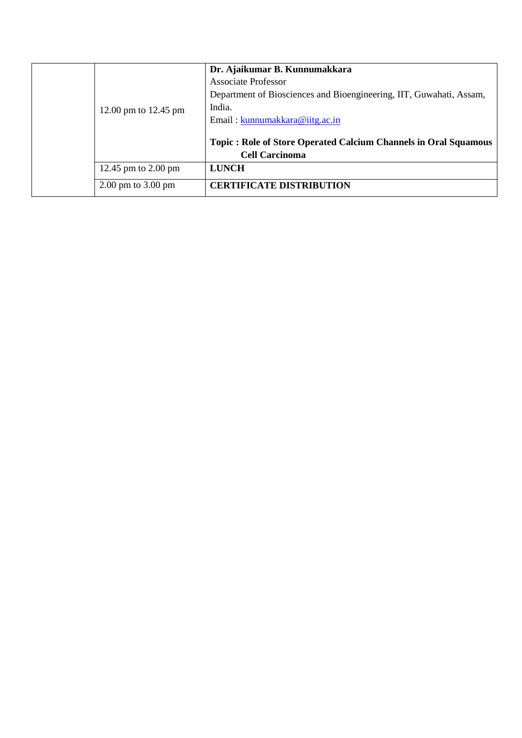| | | |
|---|---|---|
| | 12.00 pm to 12.45 pm | **Dr. Ajaikumar B. Kunnumakkara**<br>Associate Professor<br>Department of Biosciences and Bioengineering, IIT, Guwahati, Assam, India.<br>Email : kunnumakkara@iitg.ac.in<br><br>**Topic : Role of Store Operated Calcium Channels in Oral Squamous Cell Carcinoma** |
| | 12.45 pm to 2.00 pm | **LUNCH** |
| | 2.00 pm to 3.00 pm | **CERTIFICATE DISTRIBUTION** |